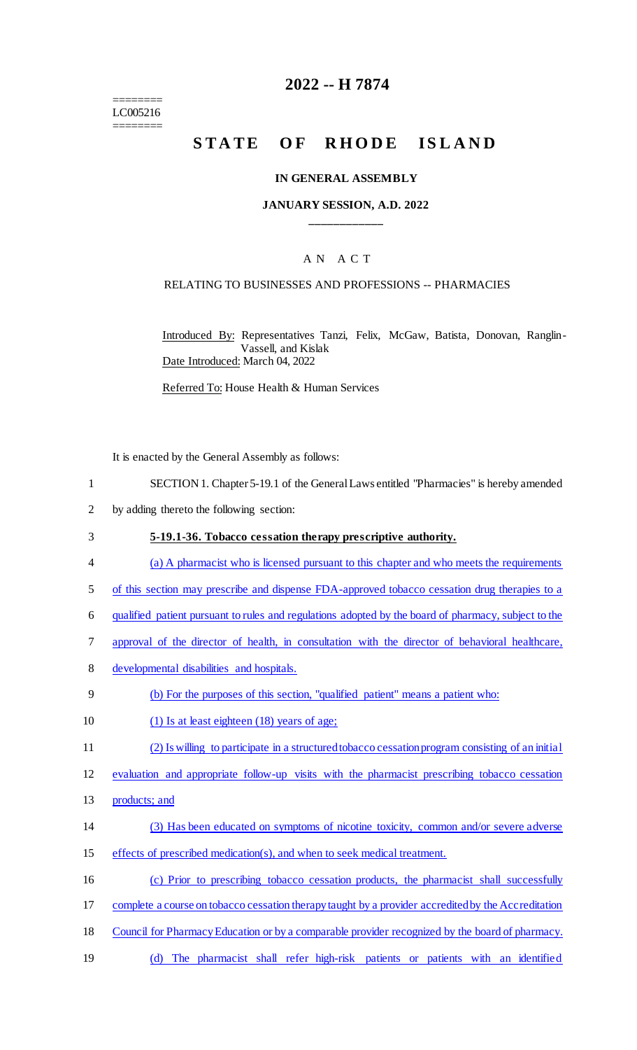========
LC005216
========

# 2022 -- H 7874

# STATE OF RHODE ISLAND

### IN GENERAL ASSEMBLY

### JANUARY SESSION, A.D. 2022

## A N A C T

### RELATING TO BUSINESSES AND PROFESSIONS -- PHARMACIES

Introduced By: Representatives Tanzi, Felix, McGaw, Batista, Donovan, Ranglin-Vassell, and Kislak
Date Introduced: March 04, 2022

Referred To: House Health & Human Services

It is enacted by the General Assembly as follows:

1 SECTION 1. Chapter 5-19.1 of the General Laws entitled "Pharmacies" is hereby amended
2 by adding thereto the following section:

3 **5-19.1-36. Tobacco cessation therapy prescriptive authority.**

4 (a) A pharmacist who is licensed pursuant to this chapter and who meets the requirements
5 of this section may prescribe and dispense FDA-approved tobacco cessation drug therapies to a
6 qualified patient pursuant to rules and regulations adopted by the board of pharmacy, subject to the
7 approval of the director of health, in consultation with the director of behavioral healthcare,
8 developmental disabilities and hospitals.

9 (b) For the purposes of this section, "qualified patient" means a patient who:

10 (1) Is at least eighteen (18) years of age;

11 (2) Is willing to participate in a structured tobacco cessation program consisting of an initial
12 evaluation and appropriate follow-up visits with the pharmacist prescribing tobacco cessation
13 products; and

14 (3) Has been educated on symptoms of nicotine toxicity, common and/or severe adverse
15 effects of prescribed medication(s), and when to seek medical treatment.

16 (c) Prior to prescribing tobacco cessation products, the pharmacist shall successfully
17 complete a course on tobacco cessation therapy taught by a provider accredited by the Accreditation
18 Council for Pharmacy Education or by a comparable provider recognized by the board of pharmacy.

19 (d) The pharmacist shall refer high-risk patients or patients with an identified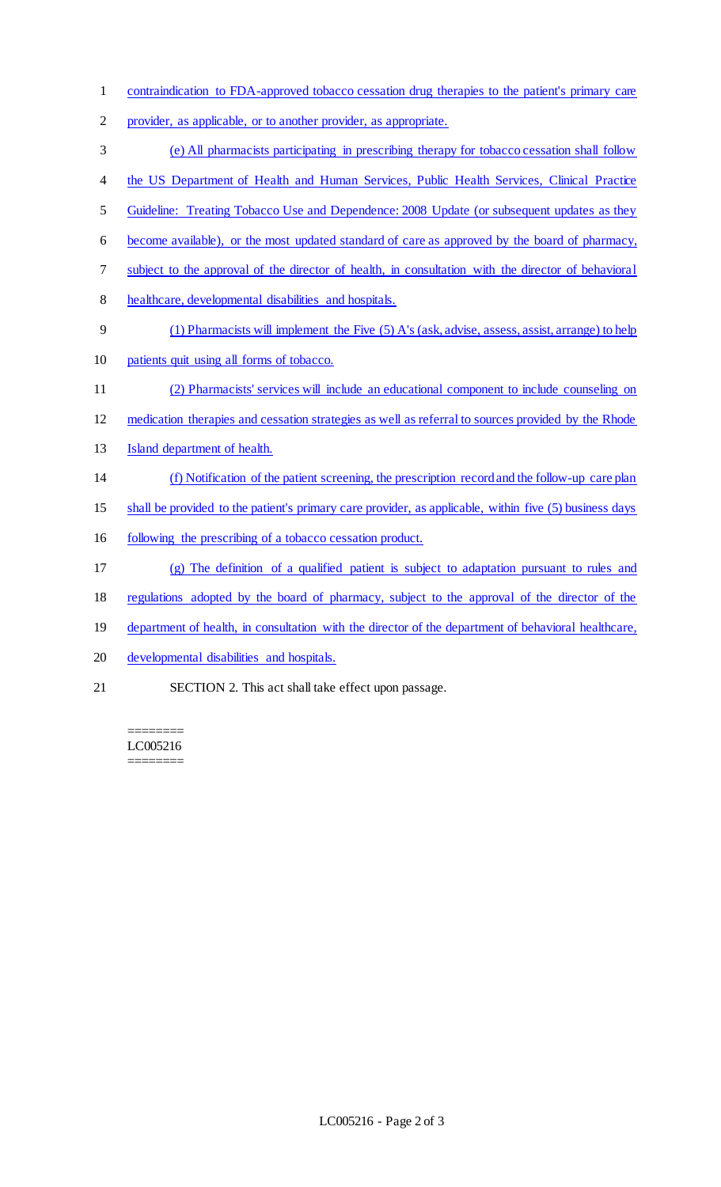contraindication to FDA-approved tobacco cessation drug therapies to the patient's primary care provider, as applicable, or to another provider, as appropriate.

(e) All pharmacists participating in prescribing therapy for tobacco cessation shall follow the US Department of Health and Human Services, Public Health Services, Clinical Practice Guideline: Treating Tobacco Use and Dependence: 2008 Update (or subsequent updates as they become available), or the most updated standard of care as approved by the board of pharmacy, subject to the approval of the director of health, in consultation with the director of behavioral healthcare, developmental disabilities and hospitals.

(1) Pharmacists will implement the Five (5) A's (ask, advise, assess, assist, arrange) to help patients quit using all forms of tobacco.

(2) Pharmacists' services will include an educational component to include counseling on medication therapies and cessation strategies as well as referral to sources provided by the Rhode Island department of health.

(f) Notification of the patient screening, the prescription record and the follow-up care plan shall be provided to the patient's primary care provider, as applicable, within five (5) business days following the prescribing of a tobacco cessation product.

(g) The definition of a qualified patient is subject to adaptation pursuant to rules and regulations adopted by the board of pharmacy, subject to the approval of the director of the department of health, in consultation with the director of the department of behavioral healthcare, developmental disabilities and hospitals.

SECTION 2. This act shall take effect upon passage.

========
LC005216
========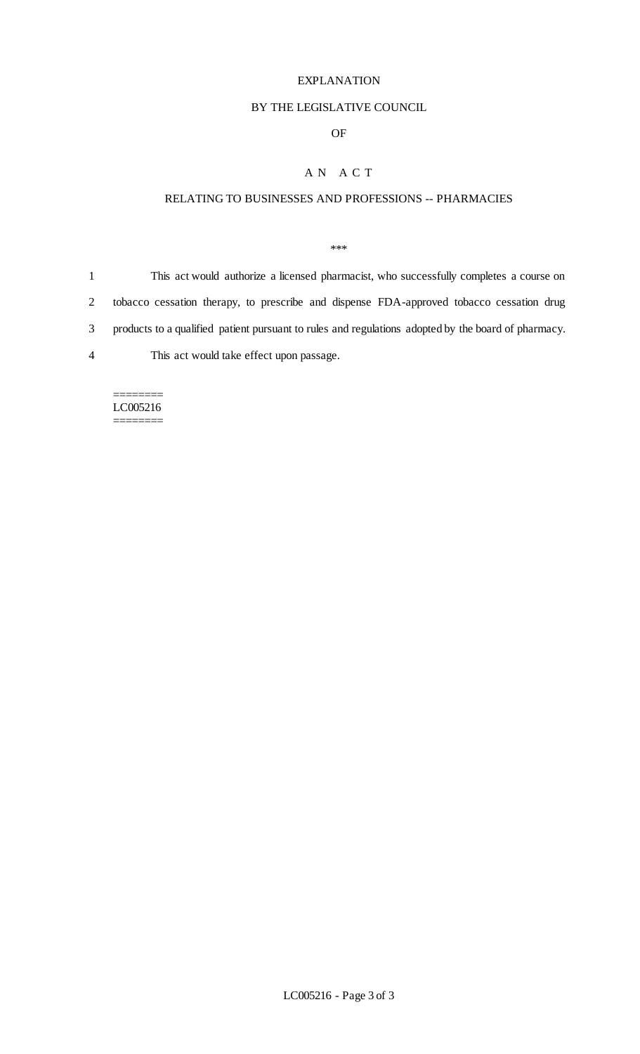EXPLANATION

BY THE LEGISLATIVE COUNCIL

OF

A N A C T

RELATING TO BUSINESSES AND PROFESSIONS -- PHARMACIES

\*\*\*

This act would authorize a licensed pharmacist, who successfully completes a course on tobacco cessation therapy, to prescribe and dispense FDA-approved tobacco cessation drug products to a qualified patient pursuant to rules and regulations adopted by the board of pharmacy.

This act would take effect upon passage.

========
LC005216
========